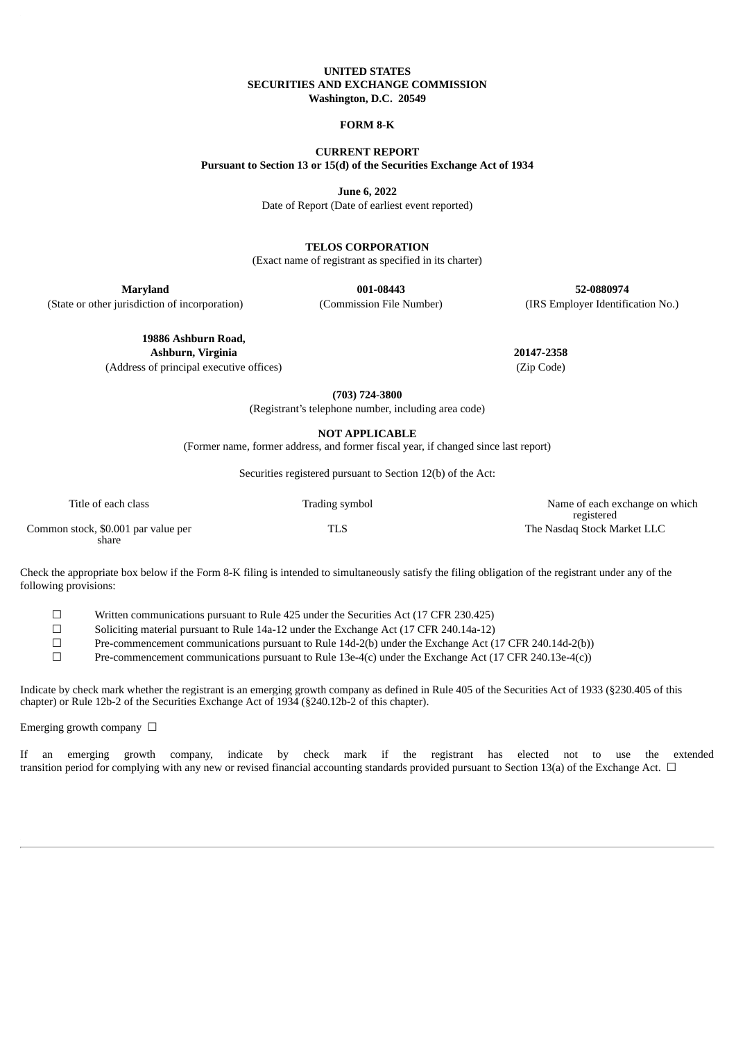**UNITED STATES**
**SECURITIES AND EXCHANGE COMMISSION**
**Washington, D.C. 20549**

**FORM 8-K**

**CURRENT REPORT**
**Pursuant to Section 13 or 15(d) of the Securities Exchange Act of 1934**

**June 6, 2022**
Date of Report (Date of earliest event reported)

**TELOS CORPORATION**
(Exact name of registrant as specified in its charter)

| **Maryland** | **001-08443** | **52-0880974** |
|---|---|---|
| (State or other jurisdiction of incorporation) | (Commission File Number) | (IRS Employer Identification No.) |

| **19886 Ashburn Road, Ashburn, Virginia** | **20147-2358** |
|---|---|
| (Address of principal executive offices) | (Zip Code) |

**(703) 724-3800**
(Registrant's telephone number, including area code)

**NOT APPLICABLE**
(Former name, former address, and former fiscal year, if changed since last report)

Securities registered pursuant to Section 12(b) of the Act:

| Title of each class | Trading symbol | Name of each exchange on which registered |
|---|---|---|
| Common stock, $0.001 par value per share | TLS | The Nasdaq Stock Market LLC |

Check the appropriate box below if the Form 8-K filing is intended to simultaneously satisfy the filing obligation of the registrant under any of the following provisions:

☐ Written communications pursuant to Rule 425 under the Securities Act (17 CFR 230.425)
☐ Soliciting material pursuant to Rule 14a-12 under the Exchange Act (17 CFR 240.14a-12)
☐ Pre-commencement communications pursuant to Rule 14d-2(b) under the Exchange Act (17 CFR 240.14d-2(b))
☐ Pre-commencement communications pursuant to Rule 13e-4(c) under the Exchange Act (17 CFR 240.13e-4(c))

Indicate by check mark whether the registrant is an emerging growth company as defined in Rule 405 of the Securities Act of 1933 (§230.405 of this chapter) or Rule 12b-2 of the Securities Exchange Act of 1934 (§240.12b-2 of this chapter).

Emerging growth company ☐

If an emerging growth company, indicate by check mark if the registrant has elected not to use the extended transition period for complying with any new or revised financial accounting standards provided pursuant to Section 13(a) of the Exchange Act. ☐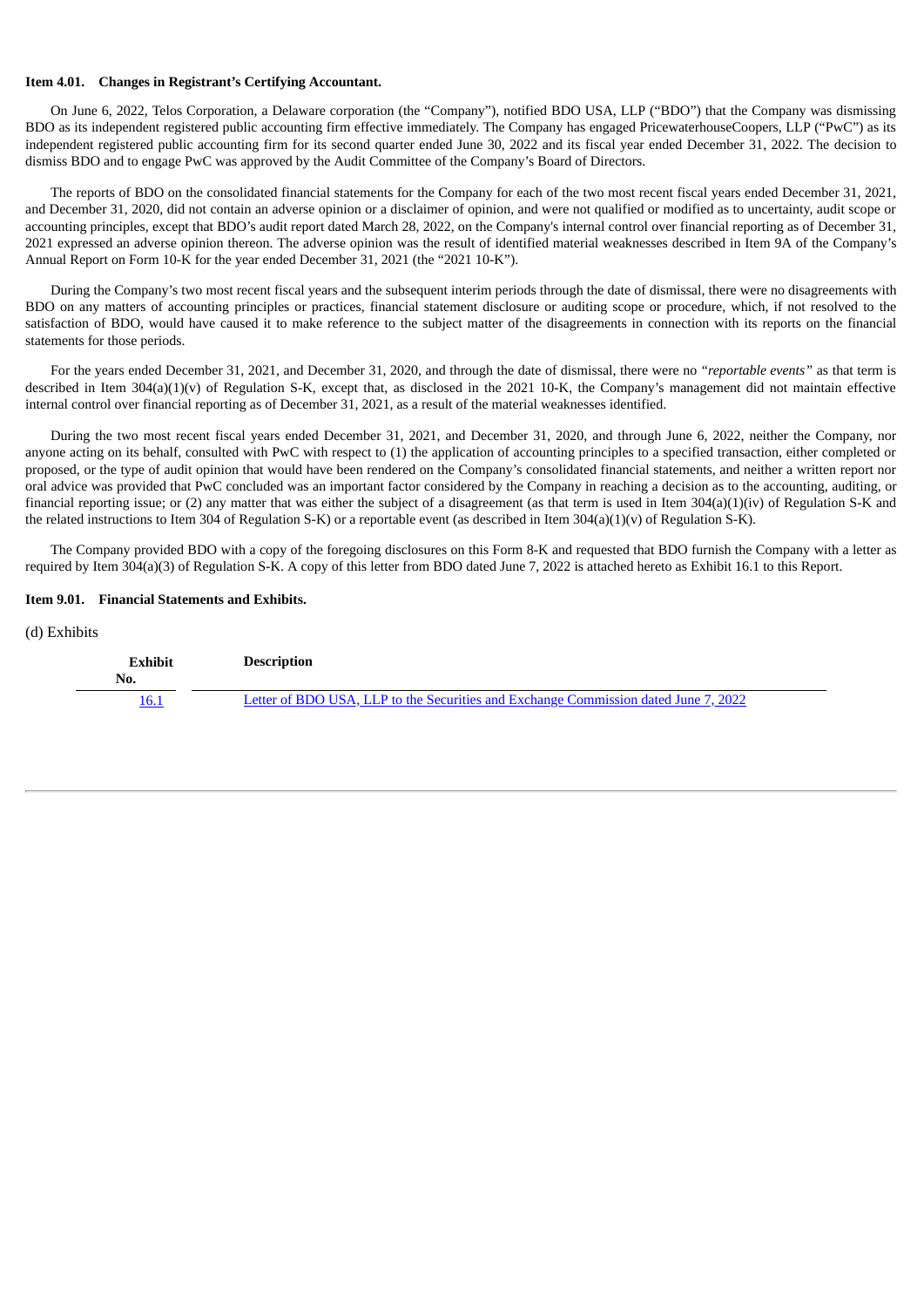**Item 4.01. Changes in Registrant's Certifying Accountant.**

On June 6, 2022, Telos Corporation, a Delaware corporation (the "Company"), notified BDO USA, LLP ("BDO") that the Company was dismissing BDO as its independent registered public accounting firm effective immediately. The Company has engaged PricewaterhouseCoopers, LLP ("PwC") as its independent registered public accounting firm for its second quarter ended June 30, 2022 and its fiscal year ended December 31, 2022. The decision to dismiss BDO and to engage PwC was approved by the Audit Committee of the Company's Board of Directors.

The reports of BDO on the consolidated financial statements for the Company for each of the two most recent fiscal years ended December 31, 2021, and December 31, 2020, did not contain an adverse opinion or a disclaimer of opinion, and were not qualified or modified as to uncertainty, audit scope or accounting principles, except that BDO's audit report dated March 28, 2022, on the Company's internal control over financial reporting as of December 31, 2021 expressed an adverse opinion thereon. The adverse opinion was the result of identified material weaknesses described in Item 9A of the Company's Annual Report on Form 10-K for the year ended December 31, 2021 (the "2021 10-K").

During the Company's two most recent fiscal years and the subsequent interim periods through the date of dismissal, there were no disagreements with BDO on any matters of accounting principles or practices, financial statement disclosure or auditing scope or procedure, which, if not resolved to the satisfaction of BDO, would have caused it to make reference to the subject matter of the disagreements in connection with its reports on the financial statements for those periods.

For the years ended December 31, 2021, and December 31, 2020, and through the date of dismissal, there were no *"reportable events"* as that term is described in Item 304(a)(1)(v) of Regulation S-K, except that, as disclosed in the 2021 10-K, the Company's management did not maintain effective internal control over financial reporting as of December 31, 2021, as a result of the material weaknesses identified.

During the two most recent fiscal years ended December 31, 2021, and December 31, 2020, and through June 6, 2022, neither the Company, nor anyone acting on its behalf, consulted with PwC with respect to (1) the application of accounting principles to a specified transaction, either completed or proposed, or the type of audit opinion that would have been rendered on the Company's consolidated financial statements, and neither a written report nor oral advice was provided that PwC concluded was an important factor considered by the Company in reaching a decision as to the accounting, auditing, or financial reporting issue; or (2) any matter that was either the subject of a disagreement (as that term is used in Item 304(a)(1)(iv) of Regulation S-K and the related instructions to Item 304 of Regulation S-K) or a reportable event (as described in Item 304(a)(1)(v) of Regulation S-K).

The Company provided BDO with a copy of the foregoing disclosures on this Form 8-K and requested that BDO furnish the Company with a letter as required by Item 304(a)(3) of Regulation S-K. A copy of this letter from BDO dated June 7, 2022 is attached hereto as Exhibit 16.1 to this Report.

**Item 9.01. Financial Statements and Exhibits.**

(d) Exhibits

| Exhibit No. | Description |
|---|---|
| 16.1 | Letter of BDO USA, LLP to the Securities and Exchange Commission dated June 7, 2022 |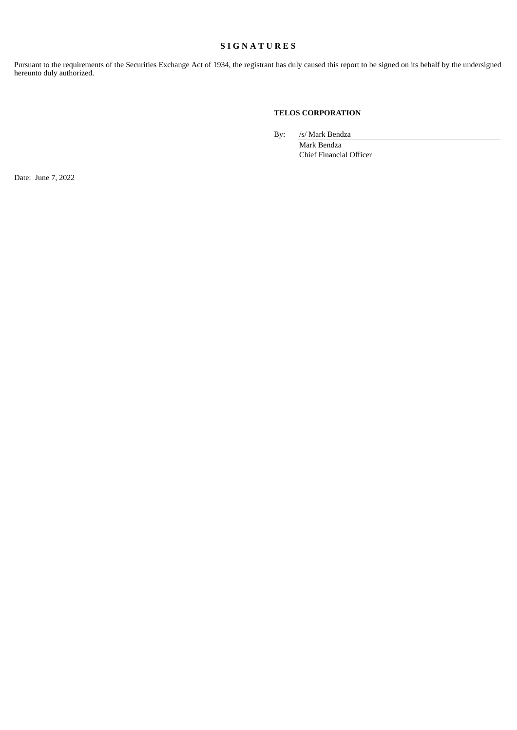## S I G N A T U R E S

Pursuant to the requirements of the Securities Exchange Act of 1934, the registrant has duly caused this report to be signed on its behalf by the undersigned hereunto duly authorized.

**TELOS CORPORATION**

By: /s/ Mark Bendza
Mark Bendza
Chief Financial Officer

Date: June 7, 2022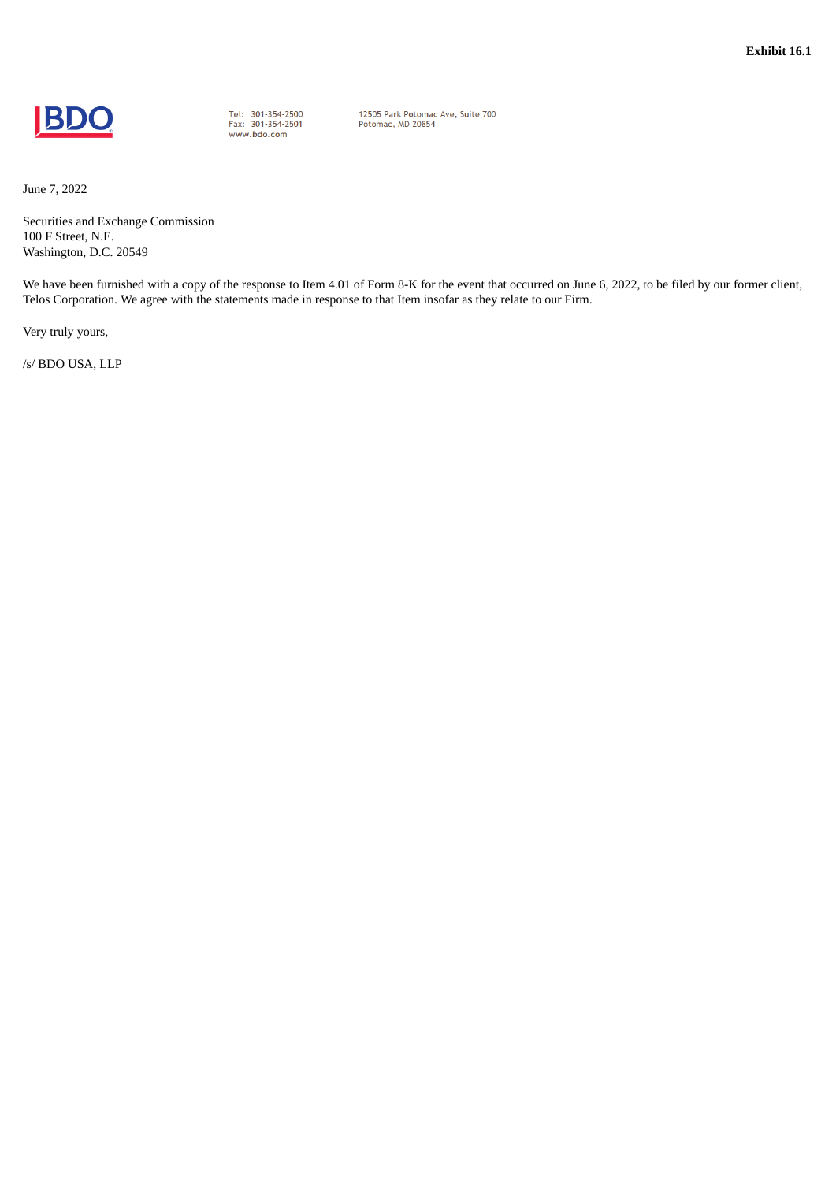**Exhibit 16.1**

BDO

Tel: 301-354-2500
Fax: 301-354-2501
www.bdo.com

12505 Park Potomac Ave, Suite 700
Potomac, MD 20854

June 7, 2022

Securities and Exchange Commission
100 F Street, N.E.
Washington, D.C. 20549

We have been furnished with a copy of the response to Item 4.01 of Form 8-K for the event that occurred on June 6, 2022, to be filed by our former client, Telos Corporation. We agree with the statements made in response to that Item insofar as they relate to our Firm.

Very truly yours,

/s/ BDO USA, LLP